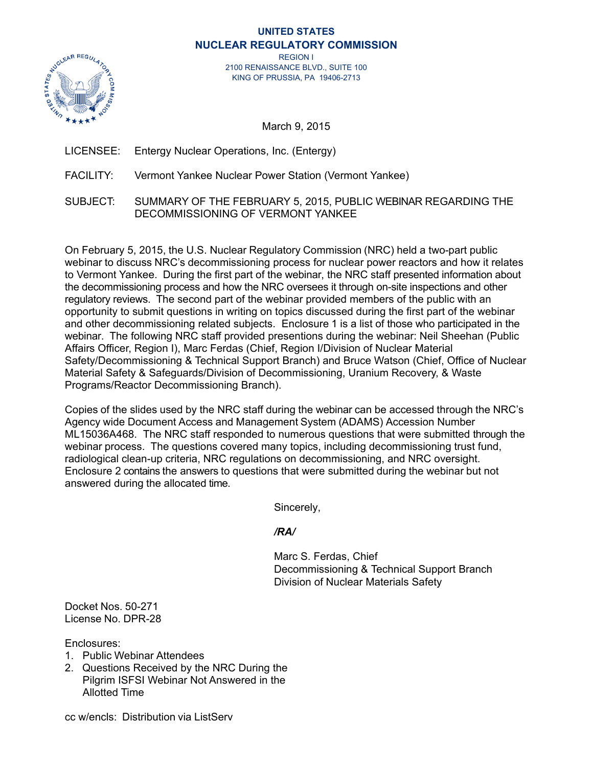**UNITED STATES**
**NUCLEAR REGULATORY COMMISSION**
REGION I
2100 RENAISSANCE BLVD., SUITE 100
KING OF PRUSSIA, PA 19406-2713

March 9, 2015

LICENSEE: Entergy Nuclear Operations, Inc. (Entergy)

FACILITY: Vermont Yankee Nuclear Power Station (Vermont Yankee)

SUBJECT: SUMMARY OF THE FEBRUARY 5, 2015, PUBLIC WEBINAR REGARDING THE DECOMMISSIONING OF VERMONT YANKEE

On February 5, 2015, the U.S. Nuclear Regulatory Commission (NRC) held a two-part public webinar to discuss NRC's decommissioning process for nuclear power reactors and how it relates to Vermont Yankee. During the first part of the webinar, the NRC staff presented information about the decommissioning process and how the NRC oversees it through on-site inspections and other regulatory reviews. The second part of the webinar provided members of the public with an opportunity to submit questions in writing on topics discussed during the first part of the webinar and other decommissioning related subjects. Enclosure 1 is a list of those who participated in the webinar. The following NRC staff provided presentions during the webinar: Neil Sheehan (Public Affairs Officer, Region I), Marc Ferdas (Chief, Region I/Division of Nuclear Material Safety/Decommissioning & Technical Support Branch) and Bruce Watson (Chief, Office of Nuclear Material Safety & Safeguards/Division of Decommissioning, Uranium Recovery, & Waste Programs/Reactor Decommissioning Branch).

Copies of the slides used by the NRC staff during the webinar can be accessed through the NRC's Agency wide Document Access and Management System (ADAMS) Accession Number ML15036A468. The NRC staff responded to numerous questions that were submitted through the webinar process. The questions covered many topics, including decommissioning trust fund, radiological clean-up criteria, NRC regulations on decommissioning, and NRC oversight. Enclosure 2 contains the answers to questions that were submitted during the webinar but not answered during the allocated time.

Sincerely,

*/RA/*

Marc S. Ferdas, Chief
Decommissioning & Technical Support Branch
Division of Nuclear Materials Safety

Docket Nos. 50-271
License No. DPR-28

Enclosures:
1. Public Webinar Attendees
2. Questions Received by the NRC During the Pilgrim ISFSI Webinar Not Answered in the Allotted Time

cc w/encls: Distribution via ListServ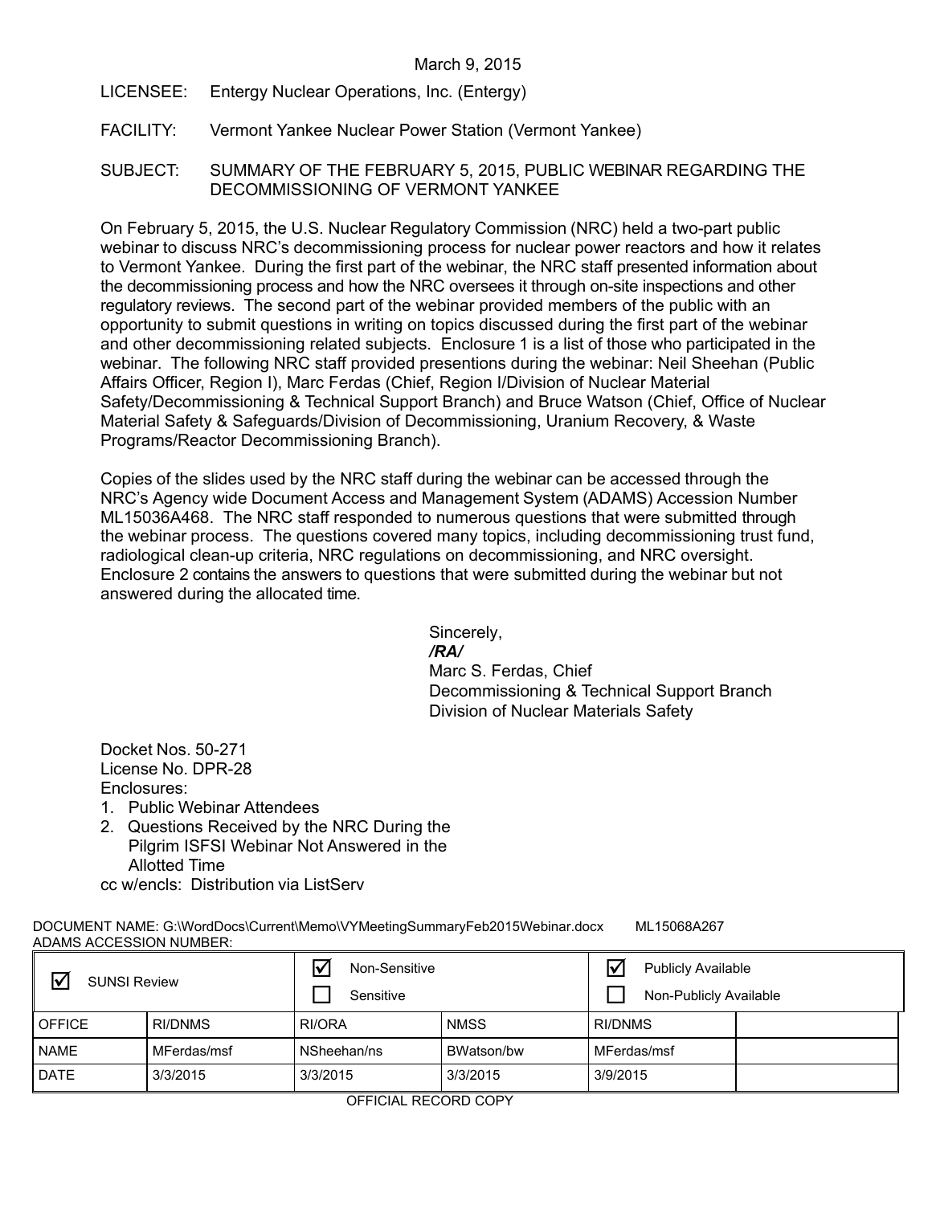March 9, 2015

LICENSEE: Entergy Nuclear Operations, Inc. (Entergy)

FACILITY: Vermont Yankee Nuclear Power Station (Vermont Yankee)

SUBJECT: SUMMARY OF THE FEBRUARY 5, 2015, PUBLIC WEBINAR REGARDING THE DECOMMISSIONING OF VERMONT YANKEE

On February 5, 2015, the U.S. Nuclear Regulatory Commission (NRC) held a two-part public webinar to discuss NRC's decommissioning process for nuclear power reactors and how it relates to Vermont Yankee. During the first part of the webinar, the NRC staff presented information about the decommissioning process and how the NRC oversees it through on-site inspections and other regulatory reviews. The second part of the webinar provided members of the public with an opportunity to submit questions in writing on topics discussed during the first part of the webinar and other decommissioning related subjects. Enclosure 1 is a list of those who participated in the webinar. The following NRC staff provided presentations during the webinar: Neil Sheehan (Public Affairs Officer, Region I), Marc Ferdas (Chief, Region I/Division of Nuclear Material Safety/Decommissioning & Technical Support Branch) and Bruce Watson (Chief, Office of Nuclear Material Safety & Safeguards/Division of Decommissioning, Uranium Recovery, & Waste Programs/Reactor Decommissioning Branch).

Copies of the slides used by the NRC staff during the webinar can be accessed through the NRC's Agency wide Document Access and Management System (ADAMS) Accession Number ML15036A468. The NRC staff responded to numerous questions that were submitted through the webinar process. The questions covered many topics, including decommissioning trust fund, radiological clean-up criteria, NRC regulations on decommissioning, and NRC oversight. Enclosure 2 contains the answers to questions that were submitted during the webinar but not answered during the allocated time.

Sincerely,
*/RA/*
Marc S. Ferdas, Chief
Decommissioning & Technical Support Branch
Division of Nuclear Materials Safety

Docket Nos. 50-271
License No. DPR-28
Enclosures:
1. Public Webinar Attendees
2. Questions Received by the NRC During the Pilgrim ISFSI Webinar Not Answered in the Allotted Time

cc w/encls: Distribution via ListServ

DOCUMENT NAME: G:\WordDocs\Current\Memo\VYMeetingSummaryFeb2015Webinar.docx ML15068A267
ADAMS ACCESSION NUMBER:

| ☑ SUNSI Review | | ☑ Non-Sensitive ☐ Sensitive | | ☑ Publicly Available ☐ Non-Publicly Available | |
|---|---|---|---|---|---|
| OFFICE | RI/DNMS | RI/ORA | NMSS | RI/DNMS | |
| NAME | MFerdas/msf | NSheehan/ns | BWatson/bw | MFerdas/msf | |
| DATE | 3/3/2015 | 3/3/2015 | 3/3/2015 | 3/9/2015 | |

OFFICIAL RECORD COPY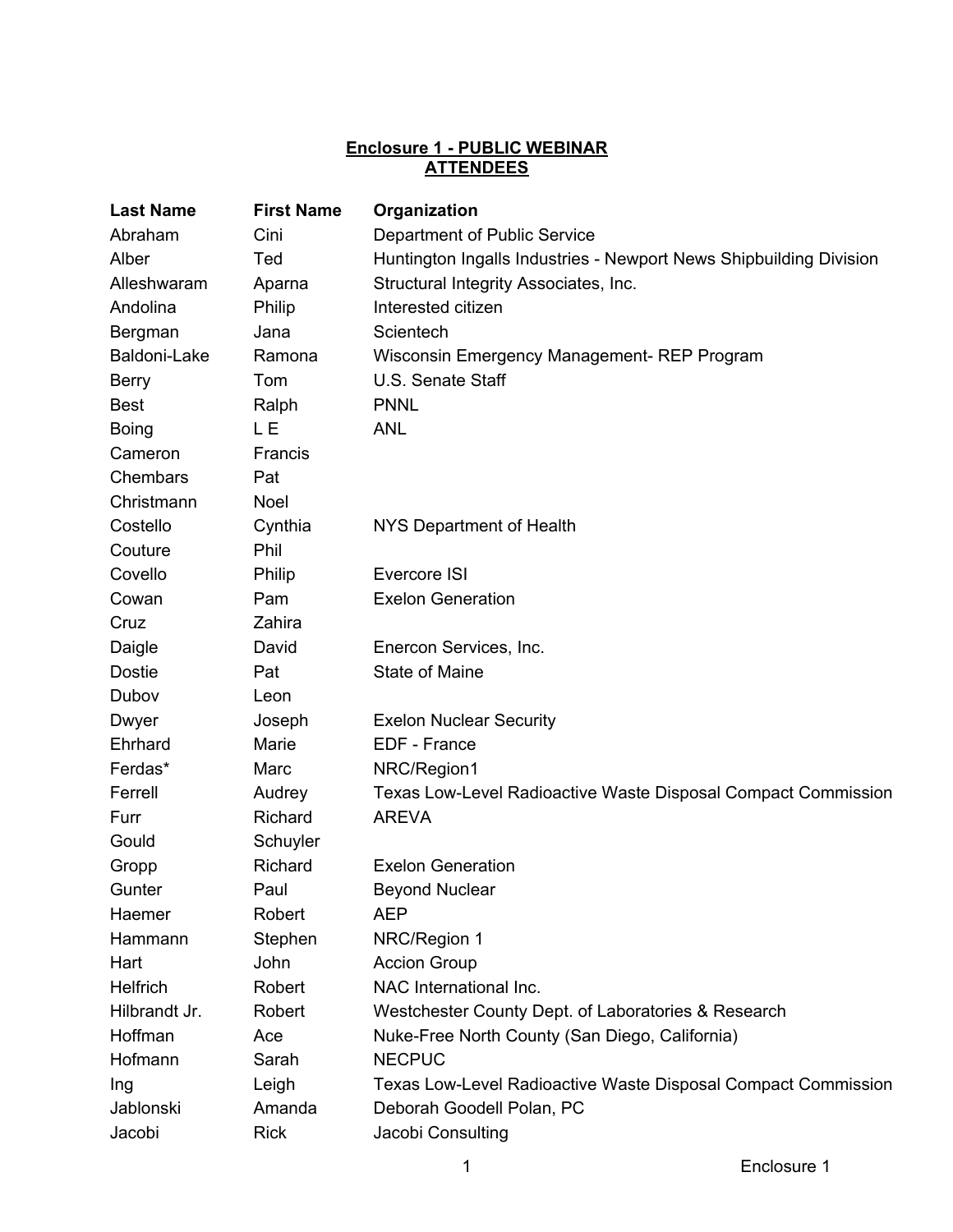**Enclosure 1 - PUBLIC WEBINAR ATTENDEES**

| Last Name | First Name | Organization |
|---|---|---|
| Abraham | Cini | Department of Public Service |
| Alber | Ted | Huntington Ingalls Industries - Newport News Shipbuilding Division |
| Alleshwaram | Aparna | Structural Integrity Associates, Inc. |
| Andolina | Philip | Interested citizen |
| Bergman | Jana | Scientech |
| Baldoni-Lake | Ramona | Wisconsin Emergency Management- REP Program |
| Berry | Tom | U.S. Senate Staff |
| Best | Ralph | PNNL |
| Boing | L E | ANL |
| Cameron | Francis | |
| Chembars | Pat | |
| Christmann | Noel | |
| Costello | Cynthia | NYS Department of Health |
| Couture | Phil | |
| Covello | Philip | Evercore ISI |
| Cowan | Pam | Exelon Generation |
| Cruz | Zahira | |
| Daigle | David | Enercon Services, Inc. |
| Dostie | Pat | State of Maine |
| Dubov | Leon | |
| Dwyer | Joseph | Exelon Nuclear Security |
| Ehrhard | Marie | EDF - France |
| Ferdas* | Marc | NRC/Region1 |
| Ferrell | Audrey | Texas Low-Level Radioactive Waste Disposal Compact Commission |
| Furr | Richard | AREVA |
| Gould | Schuyler | |
| Gropp | Richard | Exelon Generation |
| Gunter | Paul | Beyond Nuclear |
| Haemer | Robert | AEP |
| Hammann | Stephen | NRC/Region 1 |
| Hart | John | Accion Group |
| Helfrich | Robert | NAC International Inc. |
| Hilbrandt Jr. | Robert | Westchester County Dept. of Laboratories & Research |
| Hoffman | Ace | Nuke-Free North County (San Diego, California) |
| Hofmann | Sarah | NECPUC |
| Ing | Leigh | Texas Low-Level Radioactive Waste Disposal Compact Commission |
| Jablonski | Amanda | Deborah Goodell Polan, PC |
| Jacobi | Rick | Jacobi Consulting |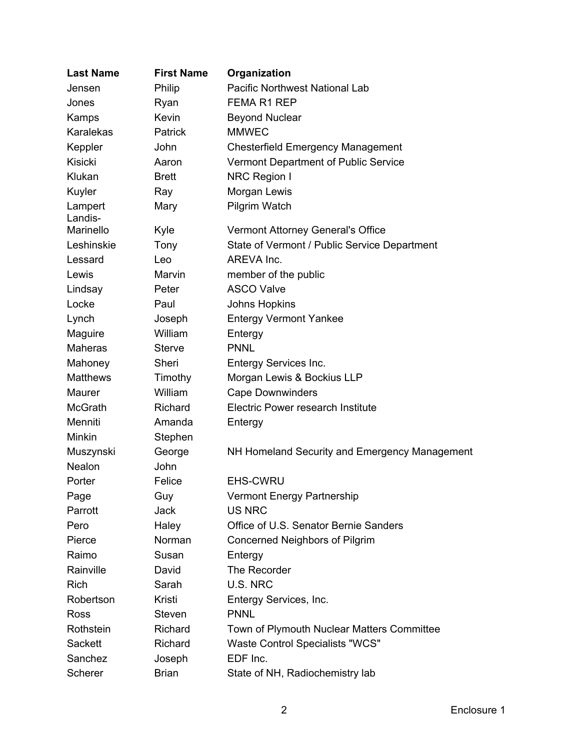| Last Name | First Name | Organization |
| --- | --- | --- |
| Jensen | Philip | Pacific Northwest National Lab |
| Jones | Ryan | FEMA R1 REP |
| Kamps | Kevin | Beyond Nuclear |
| Karalekas | Patrick | MMWEC |
| Keppler | John | Chesterfield Emergency Management |
| Kisicki | Aaron | Vermont Department of Public Service |
| Klukan | Brett | NRC Region I |
| Kuyler | Ray | Morgan Lewis |
| Lampert | Mary | Pilgrim Watch |
| Landis-Marinello | Kyle | Vermont Attorney General's Office |
| Leshinskie | Tony | State of Vermont / Public Service Department |
| Lessard | Leo | AREVA Inc. |
| Lewis | Marvin | member of the public |
| Lindsay | Peter | ASCO Valve |
| Locke | Paul | Johns Hopkins |
| Lynch | Joseph | Entergy Vermont Yankee |
| Maguire | William | Entergy |
| Maheras | Sterve | PNNL |
| Mahoney | Sheri | Entergy Services Inc. |
| Matthews | Timothy | Morgan Lewis & Bockius LLP |
| Maurer | William | Cape Downwinders |
| McGrath | Richard | Electric Power research Institute |
| Menniti | Amanda | Entergy |
| Minkin | Stephen | |
| Muszynski | George | NH Homeland Security and Emergency Management |
| Nealon | John | |
| Porter | Felice | EHS-CWRU |
| Page | Guy | Vermont Energy Partnership |
| Parrott | Jack | US NRC |
| Pero | Haley | Office of U.S. Senator Bernie Sanders |
| Pierce | Norman | Concerned Neighbors of Pilgrim |
| Raimo | Susan | Entergy |
| Rainville | David | The Recorder |
| Rich | Sarah | U.S. NRC |
| Robertson | Kristi | Entergy Services, Inc. |
| Ross | Steven | PNNL |
| Rothstein | Richard | Town of Plymouth Nuclear Matters Committee |
| Sackett | Richard | Waste Control Specialists "WCS" |
| Sanchez | Joseph | EDF Inc. |
| Scherer | Brian | State of NH, Radiochemistry lab |

Enclosure 1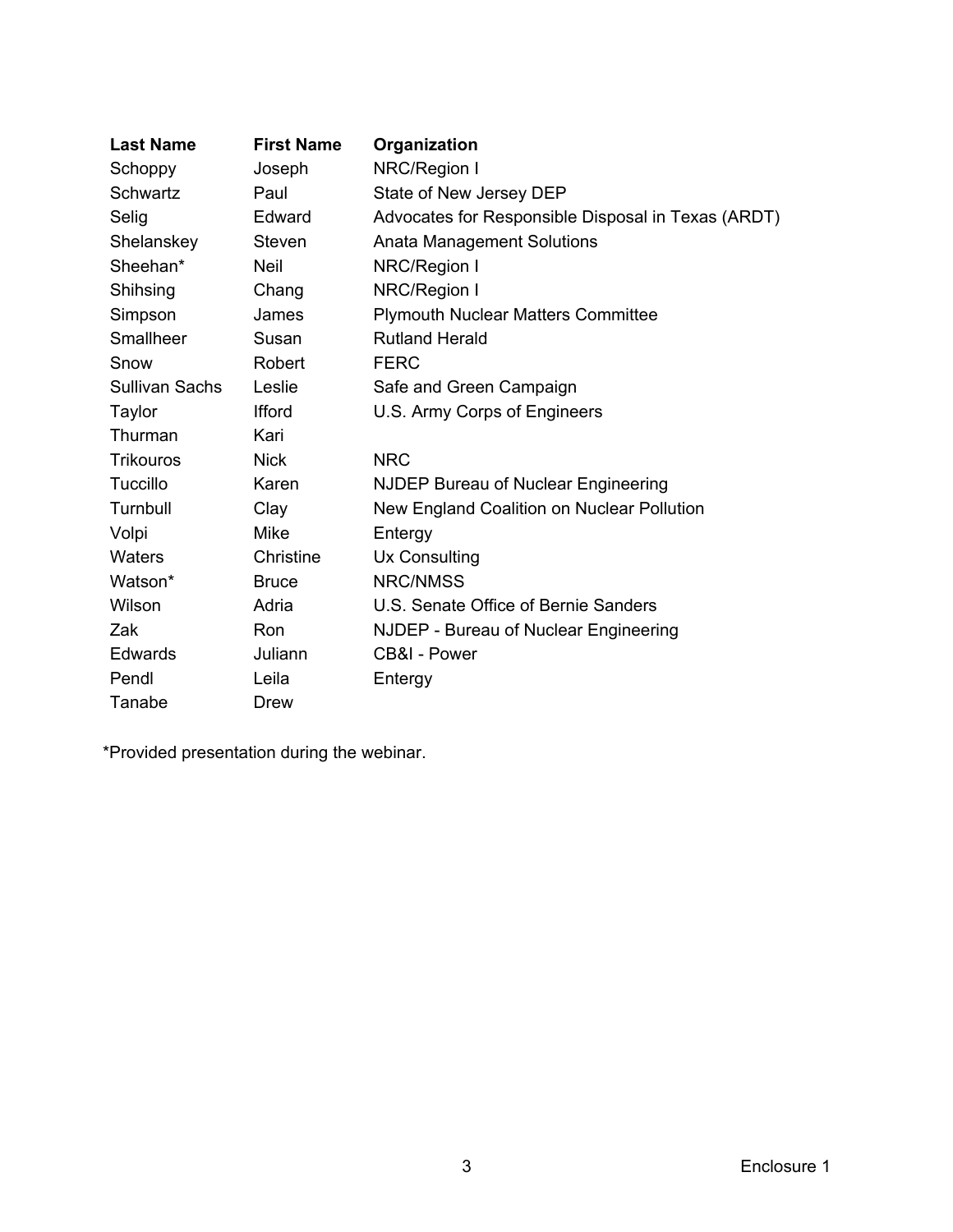| Last Name | First Name | Organization |
|---|---|---|
| Schoppy | Joseph | NRC/Region I |
| Schwartz | Paul | State of New Jersey DEP |
| Selig | Edward | Advocates for Responsible Disposal in Texas (ARDT) |
| Shelanskey | Steven | Anata Management Solutions |
| Sheehan* | Neil | NRC/Region I |
| Shihsing | Chang | NRC/Region I |
| Simpson | James | Plymouth Nuclear Matters Committee |
| Smallheer | Susan | Rutland Herald |
| Snow | Robert | FERC |
| Sullivan Sachs | Leslie | Safe and Green Campaign |
| Taylor | Ifford | U.S. Army Corps of Engineers |
| Thurman | Kari | |
| Trikouros | Nick | NRC |
| Tuccillo | Karen | NJDEP Bureau of Nuclear Engineering |
| Turnbull | Clay | New England Coalition on Nuclear Pollution |
| Volpi | Mike | Entergy |
| Waters | Christine | Ux Consulting |
| Watson* | Bruce | NRC/NMSS |
| Wilson | Adria | U.S. Senate Office of Bernie Sanders |
| Zak | Ron | NJDEP - Bureau of Nuclear Engineering |
| Edwards | Juliann | CB&I - Power |
| Pendl | Leila | Entergy |
| Tanabe | Drew | |

*Provided presentation during the webinar.

Enclosure 1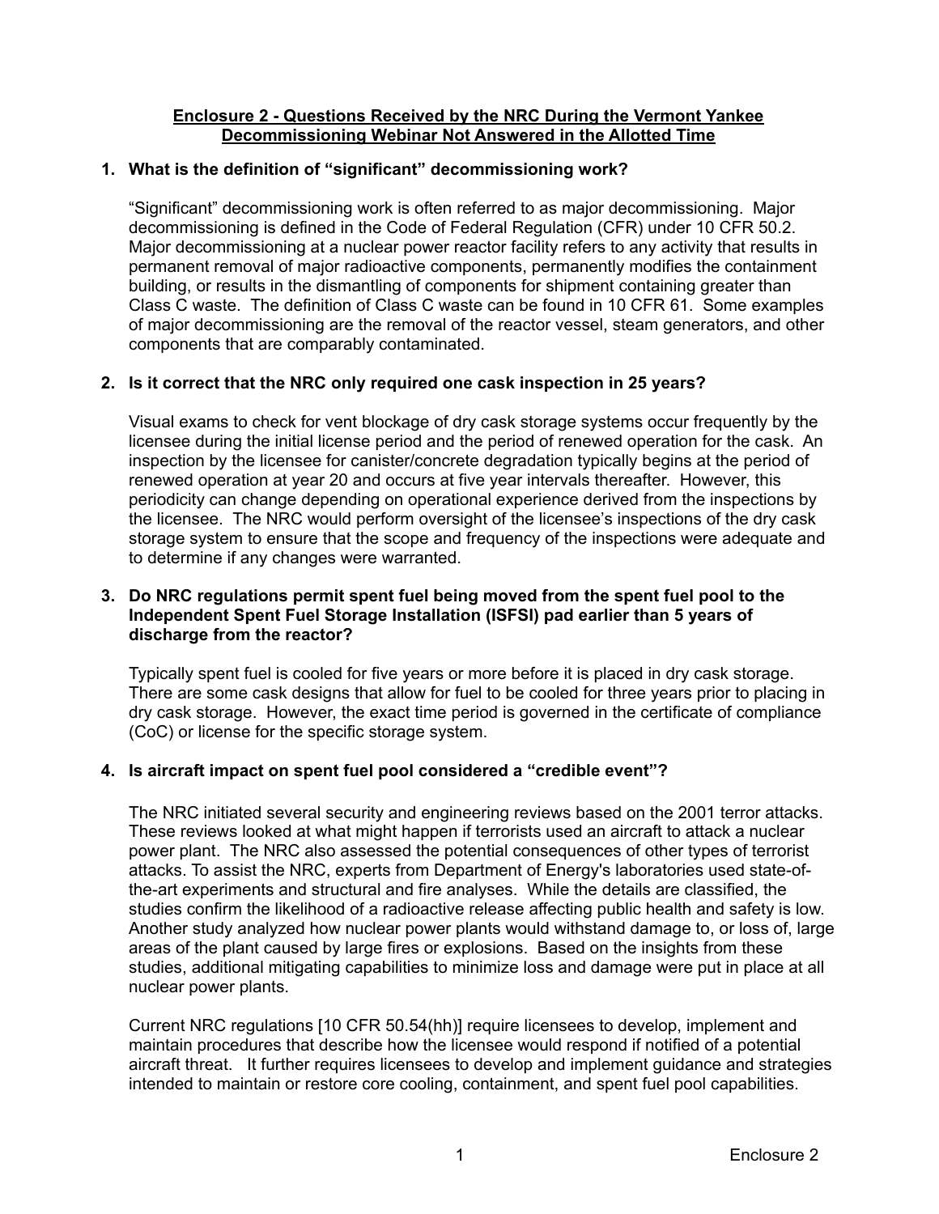# Enclosure 2 - Questions Received by the NRC During the Vermont Yankee Decommissioning Webinar Not Answered in the Allotted Time

**1. What is the definition of "significant" decommissioning work?**

"Significant" decommissioning work is often referred to as major decommissioning. Major decommissioning is defined in the Code of Federal Regulation (CFR) under 10 CFR 50.2. Major decommissioning at a nuclear power reactor facility refers to any activity that results in permanent removal of major radioactive components, permanently modifies the containment building, or results in the dismantling of components for shipment containing greater than Class C waste. The definition of Class C waste can be found in 10 CFR 61. Some examples of major decommissioning are the removal of the reactor vessel, steam generators, and other components that are comparably contaminated.

**2. Is it correct that the NRC only required one cask inspection in 25 years?**

Visual exams to check for vent blockage of dry cask storage systems occur frequently by the licensee during the initial license period and the period of renewed operation for the cask. An inspection by the licensee for canister/concrete degradation typically begins at the period of renewed operation at year 20 and occurs at five year intervals thereafter. However, this periodicity can change depending on operational experience derived from the inspections by the licensee. The NRC would perform oversight of the licensee's inspections of the dry cask storage system to ensure that the scope and frequency of the inspections were adequate and to determine if any changes were warranted.

**3. Do NRC regulations permit spent fuel being moved from the spent fuel pool to the Independent Spent Fuel Storage Installation (ISFSI) pad earlier than 5 years of discharge from the reactor?**

Typically spent fuel is cooled for five years or more before it is placed in dry cask storage. There are some cask designs that allow for fuel to be cooled for three years prior to placing in dry cask storage. However, the exact time period is governed in the certificate of compliance (CoC) or license for the specific storage system.

**4. Is aircraft impact on spent fuel pool considered a "credible event"?**

The NRC initiated several security and engineering reviews based on the 2001 terror attacks. These reviews looked at what might happen if terrorists used an aircraft to attack a nuclear power plant. The NRC also assessed the potential consequences of other types of terrorist attacks. To assist the NRC, experts from Department of Energy's laboratories used state-of-the-art experiments and structural and fire analyses. While the details are classified, the studies confirm the likelihood of a radioactive release affecting public health and safety is low. Another study analyzed how nuclear power plants would withstand damage to, or loss of, large areas of the plant caused by large fires or explosions. Based on the insights from these studies, additional mitigating capabilities to minimize loss and damage were put in place at all nuclear power plants.

Current NRC regulations [10 CFR 50.54(hh)] require licensees to develop, implement and maintain procedures that describe how the licensee would respond if notified of a potential aircraft threat. It further requires licensees to develop and implement guidance and strategies intended to maintain or restore core cooling, containment, and spent fuel pool capabilities.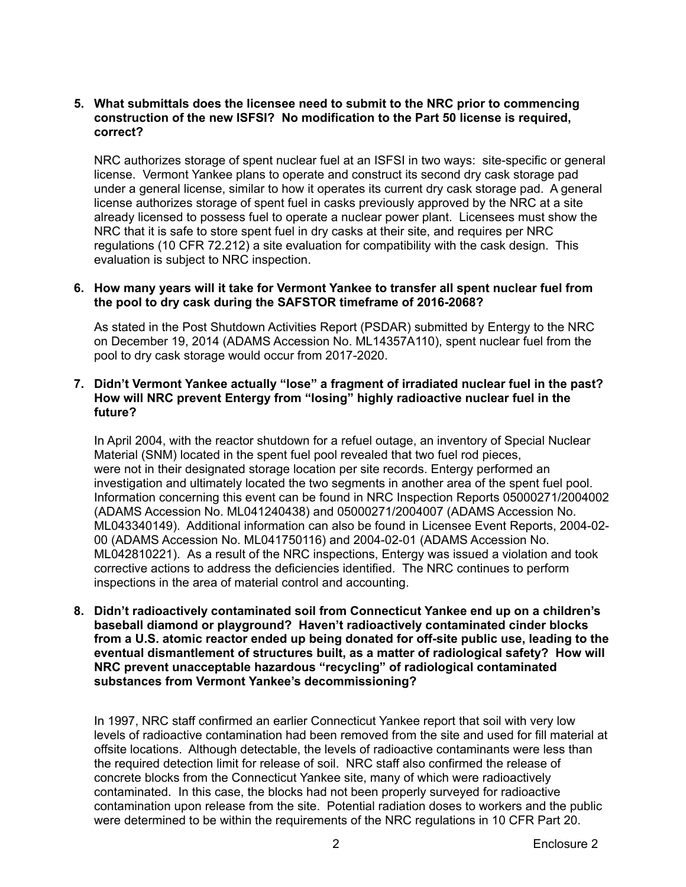5. **What submittals does the licensee need to submit to the NRC prior to commencing construction of the new ISFSI? No modification to the Part 50 license is required, correct?**

   NRC authorizes storage of spent nuclear fuel at an ISFSI in two ways: site-specific or general license. Vermont Yankee plans to operate and construct its second dry cask storage pad under a general license, similar to how it operates its current dry cask storage pad. A general license authorizes storage of spent fuel in casks previously approved by the NRC at a site already licensed to possess fuel to operate a nuclear power plant. Licensees must show the NRC that it is safe to store spent fuel in dry casks at their site, and requires per NRC regulations (10 CFR 72.212) a site evaluation for compatibility with the cask design. This evaluation is subject to NRC inspection.

6. **How many years will it take for Vermont Yankee to transfer all spent nuclear fuel from the pool to dry cask during the SAFSTOR timeframe of 2016-2068?**

   As stated in the Post Shutdown Activities Report (PSDAR) submitted by Entergy to the NRC on December 19, 2014 (ADAMS Accession No. ML14357A110), spent nuclear fuel from the pool to dry cask storage would occur from 2017-2020.

7. **Didn't Vermont Yankee actually "lose" a fragment of irradiated nuclear fuel in the past? How will NRC prevent Entergy from "losing" highly radioactive nuclear fuel in the future?**

   In April 2004, with the reactor shutdown for a refuel outage, an inventory of Special Nuclear Material (SNM) located in the spent fuel pool revealed that two fuel rod pieces, were not in their designated storage location per site records. Entergy performed an investigation and ultimately located the two segments in another area of the spent fuel pool. Information concerning this event can be found in NRC Inspection Reports 05000271/2004002 (ADAMS Accession No. ML041240438) and 05000271/2004007 (ADAMS Accession No. ML043340149). Additional information can also be found in Licensee Event Reports, 2004-02-00 (ADAMS Accession No. ML041750116) and 2004-02-01 (ADAMS Accession No. ML042810221). As a result of the NRC inspections, Entergy was issued a violation and took corrective actions to address the deficiencies identified. The NRC continues to perform inspections in the area of material control and accounting.

8. **Didn't radioactively contaminated soil from Connecticut Yankee end up on a children's baseball diamond or playground? Haven't radioactively contaminated cinder blocks from a U.S. atomic reactor ended up being donated for off-site public use, leading to the eventual dismantlement of structures built, as a matter of radiological safety? How will NRC prevent unacceptable hazardous "recycling" of radiological contaminated substances from Vermont Yankee's decommissioning?**

   In 1997, NRC staff confirmed an earlier Connecticut Yankee report that soil with very low levels of radioactive contamination had been removed from the site and used for fill material at offsite locations. Although detectable, the levels of radioactive contaminants were less than the required detection limit for release of soil. NRC staff also confirmed the release of concrete blocks from the Connecticut Yankee site, many of which were radioactively contaminated. In this case, the blocks had not been properly surveyed for radioactive contamination upon release from the site. Potential radiation doses to workers and the public were determined to be within the requirements of the NRC regulations in 10 CFR Part 20.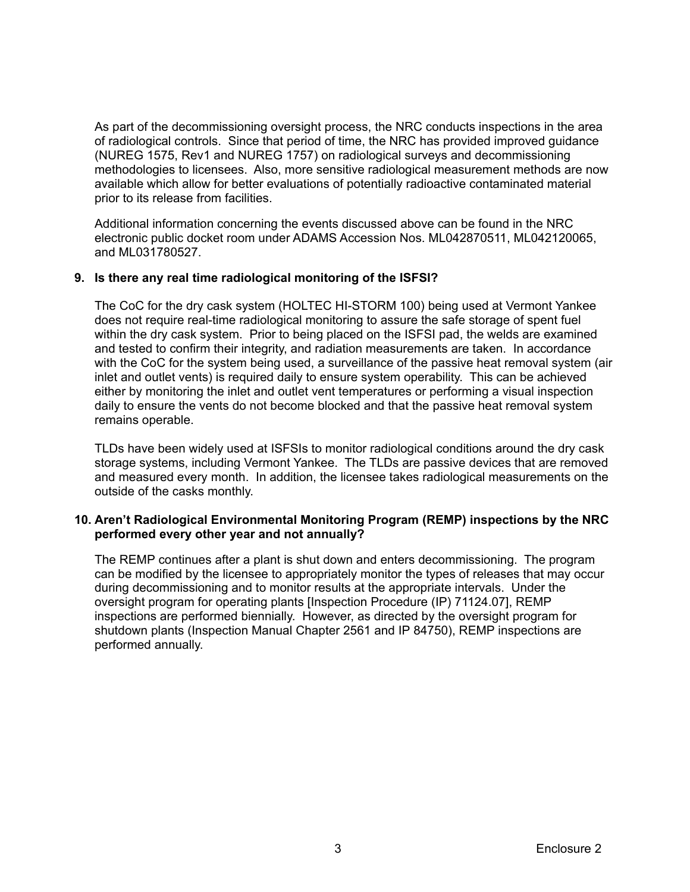As part of the decommissioning oversight process, the NRC conducts inspections in the area of radiological controls. Since that period of time, the NRC has provided improved guidance (NUREG 1575, Rev1 and NUREG 1757) on radiological surveys and decommissioning methodologies to licensees. Also, more sensitive radiological measurement methods are now available which allow for better evaluations of potentially radioactive contaminated material prior to its release from facilities.

Additional information concerning the events discussed above can be found in the NRC electronic public docket room under ADAMS Accession Nos. ML042870511, ML042120065, and ML031780527.

**9. Is there any real time radiological monitoring of the ISFSI?**

The CoC for the dry cask system (HOLTEC HI-STORM 100) being used at Vermont Yankee does not require real-time radiological monitoring to assure the safe storage of spent fuel within the dry cask system. Prior to being placed on the ISFSI pad, the welds are examined and tested to confirm their integrity, and radiation measurements are taken. In accordance with the CoC for the system being used, a surveillance of the passive heat removal system (air inlet and outlet vents) is required daily to ensure system operability. This can be achieved either by monitoring the inlet and outlet vent temperatures or performing a visual inspection daily to ensure the vents do not become blocked and that the passive heat removal system remains operable.

TLDs have been widely used at ISFSIs to monitor radiological conditions around the dry cask storage systems, including Vermont Yankee. The TLDs are passive devices that are removed and measured every month. In addition, the licensee takes radiological measurements on the outside of the casks monthly.

**10. Aren't Radiological Environmental Monitoring Program (REMP) inspections by the NRC performed every other year and not annually?**

The REMP continues after a plant is shut down and enters decommissioning. The program can be modified by the licensee to appropriately monitor the types of releases that may occur during decommissioning and to monitor results at the appropriate intervals. Under the oversight program for operating plants [Inspection Procedure (IP) 71124.07], REMP inspections are performed biennially. However, as directed by the oversight program for shutdown plants (Inspection Manual Chapter 2561 and IP 84750), REMP inspections are performed annually.